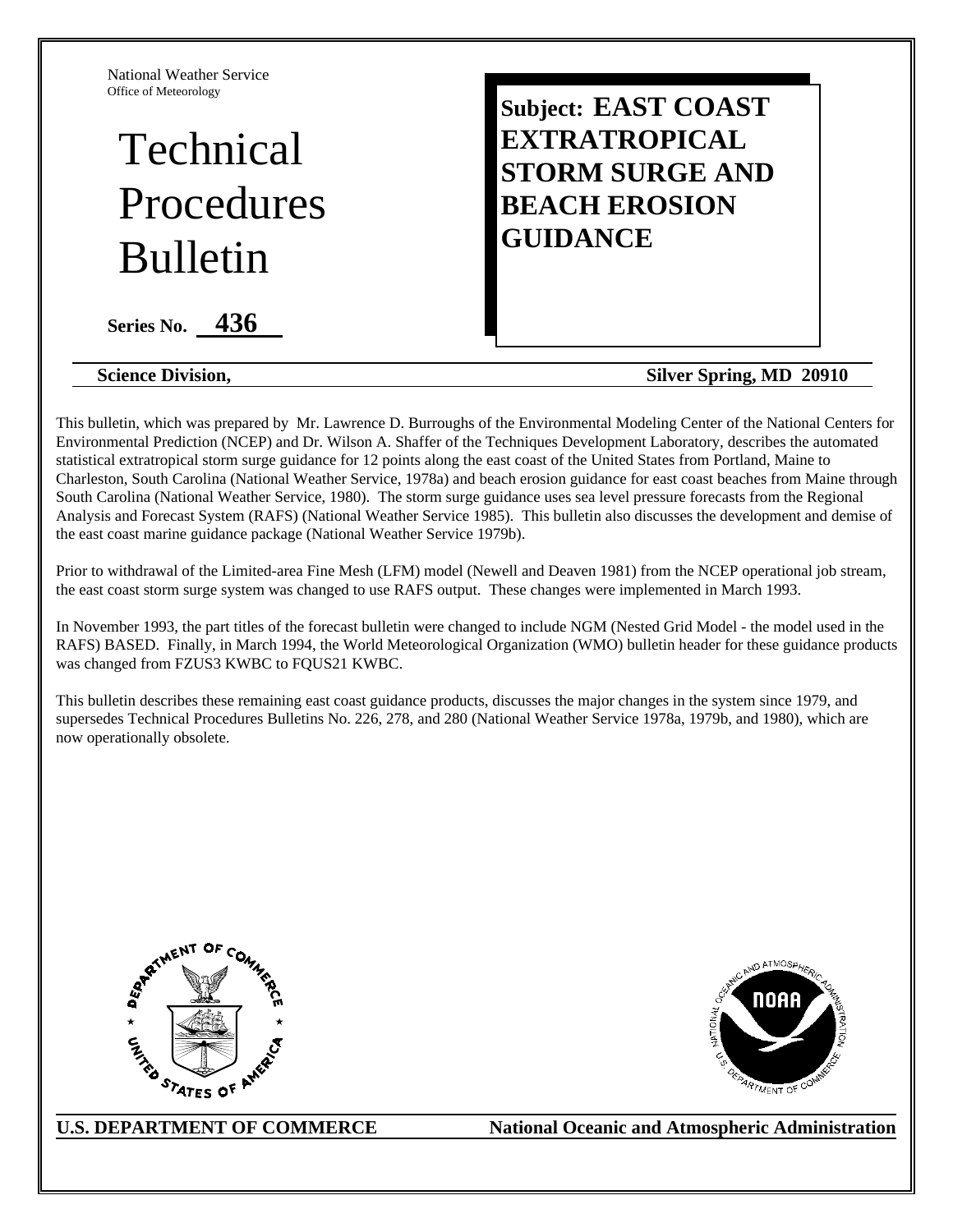National Weather Service
Office of Meteorology

# Technical Procedures Bulletin

**Series No. 436**

**Subject: EAST COAST EXTRATROPICAL STORM SURGE AND BEACH EROSION GUIDANCE**

**Science Division, Silver Spring, MD 20910**

This bulletin, which was prepared by Mr. Lawrence D. Burroughs of the Environmental Modeling Center of the National Centers for Environmental Prediction (NCEP) and Dr. Wilson A. Shaffer of the Techniques Development Laboratory, describes the automated statistical extratropical storm surge guidance for 12 points along the east coast of the United States from Portland, Maine to Charleston, South Carolina (National Weather Service, 1978a) and beach erosion guidance for east coast beaches from Maine through South Carolina (National Weather Service, 1980). The storm surge guidance uses sea level pressure forecasts from the Regional Analysis and Forecast System (RAFS) (National Weather Service 1985). This bulletin also discusses the development and demise of the east coast marine guidance package (National Weather Service 1979b).

Prior to withdrawal of the Limited-area Fine Mesh (LFM) model (Newell and Deaven 1981) from the NCEP operational job stream, the east coast storm surge system was changed to use RAFS output. These changes were implemented in March 1993.

In November 1993, the part titles of the forecast bulletin were changed to include NGM (Nested Grid Model - the model used in the RAFS) BASED. Finally, in March 1994, the World Meteorological Organization (WMO) bulletin header for these guidance products was changed from FZUS3 KWBC to FQUS21 KWBC.

This bulletin describes these remaining east coast guidance products, discusses the major changes in the system since 1979, and supersedes Technical Procedures Bulletins No. 226, 278, and 280 (National Weather Service 1978a, 1979b, and 1980), which are now operationally obsolete.

**U.S. DEPARTMENT OF COMMERCE** **National Oceanic and Atmospheric Administration**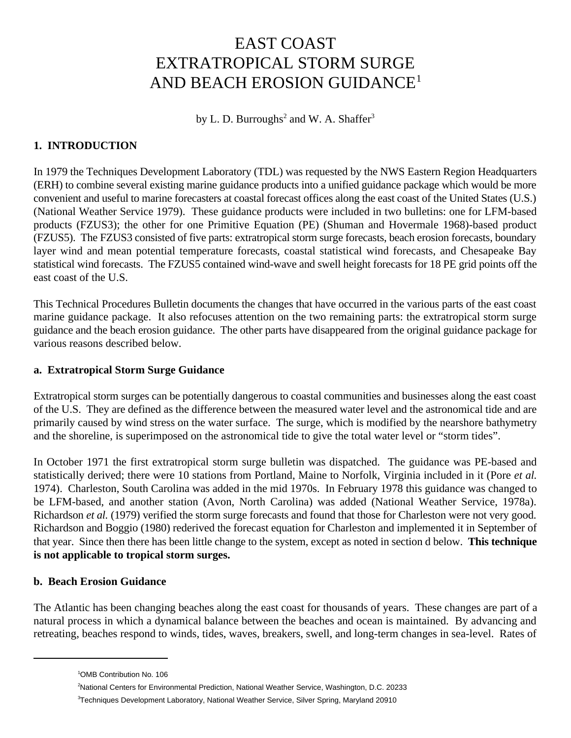# EAST COAST EXTRATROPICAL STORM SURGE AND BEACH EROSION GUIDANCE[1]

by L. D. Burroughs[2] and W. A. Shaffer[3]

## 1. INTRODUCTION

In 1979 the Techniques Development Laboratory (TDL) was requested by the NWS Eastern Region Headquarters (ERH) to combine several existing marine guidance products into a unified guidance package which would be more convenient and useful to marine forecasters at coastal forecast offices along the east coast of the United States (U.S.) (National Weather Service 1979). These guidance products were included in two bulletins: one for LFM-based products (FZUS3); the other for one Primitive Equation (PE) (Shuman and Hovermale 1968)-based product (FZUS5). The FZUS3 consisted of five parts: extratropical storm surge forecasts, beach erosion forecasts, boundary layer wind and mean potential temperature forecasts, coastal statistical wind forecasts, and Chesapeake Bay statistical wind forecasts. The FZUS5 contained wind-wave and swell height forecasts for 18 PE grid points off the east coast of the U.S.

This Technical Procedures Bulletin documents the changes that have occurred in the various parts of the east coast marine guidance package. It also refocuses attention on the two remaining parts: the extratropical storm surge guidance and the beach erosion guidance. The other parts have disappeared from the original guidance package for various reasons described below.

### a. Extratropical Storm Surge Guidance

Extratropical storm surges can be potentially dangerous to coastal communities and businesses along the east coast of the U.S. They are defined as the difference between the measured water level and the astronomical tide and are primarily caused by wind stress on the water surface. The surge, which is modified by the nearshore bathymetry and the shoreline, is superimposed on the astronomical tide to give the total water level or "storm tides".

In October 1971 the first extratropical storm surge bulletin was dispatched. The guidance was PE-based and statistically derived; there were 10 stations from Portland, Maine to Norfolk, Virginia included in it (Pore *et al.* 1974). Charleston, South Carolina was added in the mid 1970s. In February 1978 this guidance was changed to be LFM-based, and another station (Avon, North Carolina) was added (National Weather Service, 1978a). Richardson *et al.* (1979) verified the storm surge forecasts and found that those for Charleston were not very good. Richardson and Boggio (1980) rederived the forecast equation for Charleston and implemented it in September of that year. Since then there has been little change to the system, except as noted in section d below. **This technique is not applicable to tropical storm surges.**

### b. Beach Erosion Guidance

The Atlantic has been changing beaches along the east coast for thousands of years. These changes are part of a natural process in which a dynamical balance between the beaches and ocean is maintained. By advancing and retreating, beaches respond to winds, tides, waves, breakers, swell, and long-term changes in sea-level. Rates of

---

[1] OMB Contribution No. 106

[2] National Centers for Environmental Prediction, National Weather Service, Washington, D.C. 20233

[3] Techniques Development Laboratory, National Weather Service, Silver Spring, Maryland 20910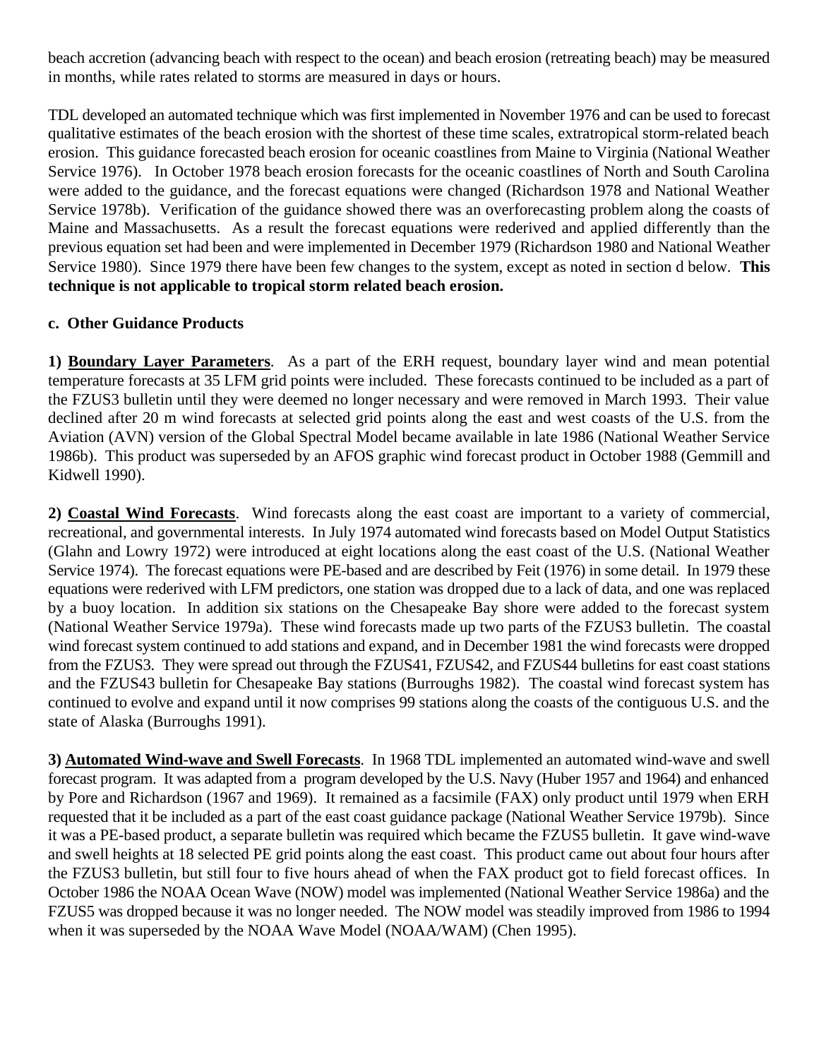beach accretion (advancing beach with respect to the ocean) and beach erosion (retreating beach) may be measured in months, while rates related to storms are measured in days or hours.

TDL developed an automated technique which was first implemented in November 1976 and can be used to forecast qualitative estimates of the beach erosion with the shortest of these time scales, extratropical storm-related beach erosion. This guidance forecasted beach erosion for oceanic coastlines from Maine to Virginia (National Weather Service 1976). In October 1978 beach erosion forecasts for the oceanic coastlines of North and South Carolina were added to the guidance, and the forecast equations were changed (Richardson 1978 and National Weather Service 1978b). Verification of the guidance showed there was an overforecasting problem along the coasts of Maine and Massachusetts. As a result the forecast equations were rederived and applied differently than the previous equation set had been and were implemented in December 1979 (Richardson 1980 and National Weather Service 1980). Since 1979 there have been few changes to the system, except as noted in section d below. **This technique is not applicable to tropical storm related beach erosion.**

### c. Other Guidance Products

**1) <u>Boundary Layer Parameters</u>**. As a part of the ERH request, boundary layer wind and mean potential temperature forecasts at 35 LFM grid points were included. These forecasts continued to be included as a part of the FZUS3 bulletin until they were deemed no longer necessary and were removed in March 1993. Their value declined after 20 m wind forecasts at selected grid points along the east and west coasts of the U.S. from the Aviation (AVN) version of the Global Spectral Model became available in late 1986 (National Weather Service 1986b). This product was superseded by an AFOS graphic wind forecast product in October 1988 (Gemmill and Kidwell 1990).

**2) <u>Coastal Wind Forecasts</u>**. Wind forecasts along the east coast are important to a variety of commercial, recreational, and governmental interests. In July 1974 automated wind forecasts based on Model Output Statistics (Glahn and Lowry 1972) were introduced at eight locations along the east coast of the U.S. (National Weather Service 1974). The forecast equations were PE-based and are described by Feit (1976) in some detail. In 1979 these equations were rederived with LFM predictors, one station was dropped due to a lack of data, and one was replaced by a buoy location. In addition six stations on the Chesapeake Bay shore were added to the forecast system (National Weather Service 1979a). These wind forecasts made up two parts of the FZUS3 bulletin. The coastal wind forecast system continued to add stations and expand, and in December 1981 the wind forecasts were dropped from the FZUS3. They were spread out through the FZUS41, FZUS42, and FZUS44 bulletins for east coast stations and the FZUS43 bulletin for Chesapeake Bay stations (Burroughs 1982). The coastal wind forecast system has continued to evolve and expand until it now comprises 99 stations along the coasts of the contiguous U.S. and the state of Alaska (Burroughs 1991).

**3) <u>Automated Wind-wave and Swell Forecasts</u>**. In 1968 TDL implemented an automated wind-wave and swell forecast program. It was adapted from a program developed by the U.S. Navy (Huber 1957 and 1964) and enhanced by Pore and Richardson (1967 and 1969). It remained as a facsimile (FAX) only product until 1979 when ERH requested that it be included as a part of the east coast guidance package (National Weather Service 1979b). Since it was a PE-based product, a separate bulletin was required which became the FZUS5 bulletin. It gave wind-wave and swell heights at 18 selected PE grid points along the east coast. This product came out about four hours after the FZUS3 bulletin, but still four to five hours ahead of when the FAX product got to field forecast offices. In October 1986 the NOAA Ocean Wave (NOW) model was implemented (National Weather Service 1986a) and the FZUS5 was dropped because it was no longer needed. The NOW model was steadily improved from 1986 to 1994 when it was superseded by the NOAA Wave Model (NOAA/WAM) (Chen 1995).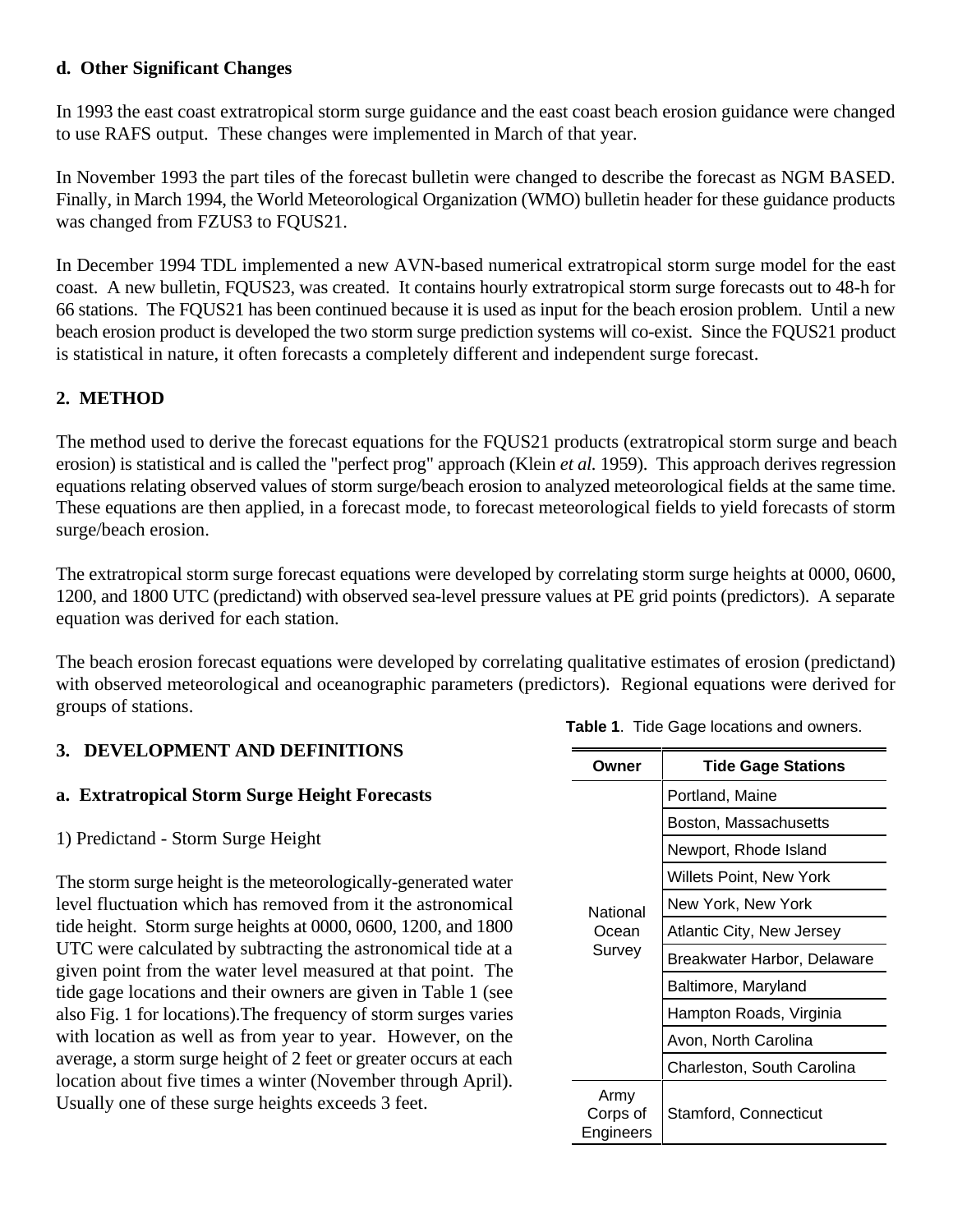### d. Other Significant Changes

In 1993 the east coast extratropical storm surge guidance and the east coast beach erosion guidance were changed to use RAFS output. These changes were implemented in March of that year.

In November 1993 the part tiles of the forecast bulletin were changed to describe the forecast as NGM BASED. Finally, in March 1994, the World Meteorological Organization (WMO) bulletin header for these guidance products was changed from FZUS3 to FQUS21.

In December 1994 TDL implemented a new AVN-based numerical extratropical storm surge model for the east coast. A new bulletin, FQUS23, was created. It contains hourly extratropical storm surge forecasts out to 48-h for 66 stations. The FQUS21 has been continued because it is used as input for the beach erosion problem. Until a new beach erosion product is developed the two storm surge prediction systems will co-exist. Since the FQUS21 product is statistical in nature, it often forecasts a completely different and independent surge forecast.

## 2. METHOD

The method used to derive the forecast equations for the FQUS21 products (extratropical storm surge and beach erosion) is statistical and is called the "perfect prog" approach (Klein *et al.* 1959). This approach derives regression equations relating observed values of storm surge/beach erosion to analyzed meteorological fields at the same time. These equations are then applied, in a forecast mode, to forecast meteorological fields to yield forecasts of storm surge/beach erosion.

The extratropical storm surge forecast equations were developed by correlating storm surge heights at 0000, 0600, 1200, and 1800 UTC (predictand) with observed sea-level pressure values at PE grid points (predictors). A separate equation was derived for each station.

The beach erosion forecast equations were developed by correlating qualitative estimates of erosion (predictand) with observed meteorological and oceanographic parameters (predictors). Regional equations were derived for groups of stations.

## 3. DEVELOPMENT AND DEFINITIONS

### a. Extratropical Storm Surge Height Forecasts

1) Predictand - Storm Surge Height

The storm surge height is the meteorologically-generated water level fluctuation which has removed from it the astronomical tide height. Storm surge heights at 0000, 0600, 1200, and 1800 UTC were calculated by subtracting the astronomical tide at a given point from the water level measured at that point. The tide gage locations and their owners are given in Table 1 (see also Fig. 1 for locations).The frequency of storm surges varies with location as well as from year to year. However, on the average, a storm surge height of 2 feet or greater occurs at each location about five times a winter (November through April). Usually one of these surge heights exceeds 3 feet.

**Table 1**. Tide Gage locations and owners.

| Owner | Tide Gage Stations |
|---|---|
| National Ocean Survey | Portland, Maine |
| | Boston, Massachusetts |
| | Newport, Rhode Island |
| | Willets Point, New York |
| | New York, New York |
| | Atlantic City, New Jersey |
| | Breakwater Harbor, Delaware |
| | Baltimore, Maryland |
| | Hampton Roads, Virginia |
| | Avon, North Carolina |
| | Charleston, South Carolina |
| Army Corps of Engineers | Stamford, Connecticut |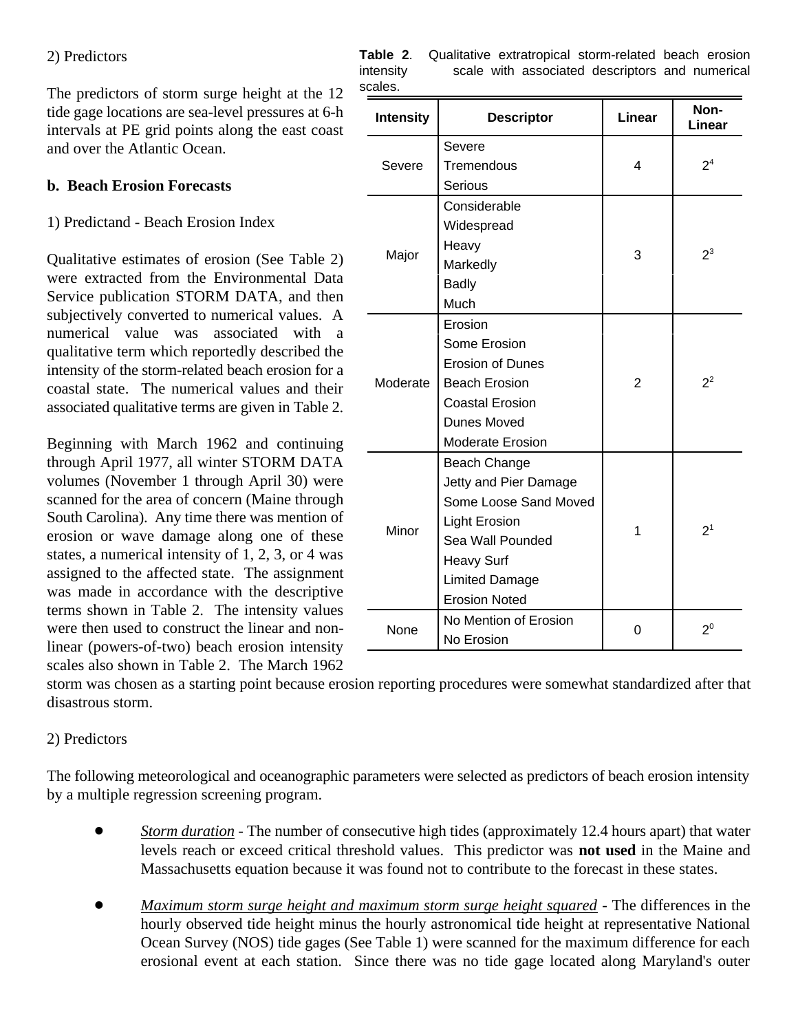2) Predictors

The predictors of storm surge height at the 12 tide gage locations are sea-level pressures at 6-h intervals at PE grid points along the east coast and over the Atlantic Ocean.

**b. Beach Erosion Forecasts**

1) Predictand - Beach Erosion Index

Qualitative estimates of erosion (See Table 2) were extracted from the Environmental Data Service publication STORM DATA, and then subjectively converted to numerical values. A numerical value was associated with a qualitative term which reportedly described the intensity of the storm-related beach erosion for a coastal state. The numerical values and their associated qualitative terms are given in Table 2.

**Table 2**. Qualitative extratropical storm-related beach erosion intensity scale with associated descriptors and numerical scales.

| Intensity | Descriptor | Linear | Non-Linear |
|---|---|---|---|
| Severe | Severe<br>Tremendous<br>Serious | 4 | $2^4$ |
| Major | Considerable<br>Widespread<br>Heavy<br>Markedly<br>Badly<br>Much | 3 | $2^3$ |
| Moderate | Erosion<br>Some Erosion<br>Erosion of Dunes<br>Beach Erosion<br>Coastal Erosion<br>Dunes Moved<br>Moderate Erosion | 2 | $2^2$ |
| Minor | Beach Change<br>Jetty and Pier Damage<br>Some Loose Sand Moved<br>Light Erosion<br>Sea Wall Pounded<br>Heavy Surf<br>Limited Damage<br>Erosion Noted | 1 | $2^1$ |
| None | No Mention of Erosion<br>No Erosion | 0 | $2^0$ |

Beginning with March 1962 and continuing through April 1977, all winter STORM DATA volumes (November 1 through April 30) were scanned for the area of concern (Maine through South Carolina). Any time there was mention of erosion or wave damage along one of these states, a numerical intensity of 1, 2, 3, or 4 was assigned to the affected state. The assignment was made in accordance with the descriptive terms shown in Table 2. The intensity values were then used to construct the linear and non-linear (powers-of-two) beach erosion intensity scales also shown in Table 2. The March 1962 storm was chosen as a starting point because erosion reporting procedures were somewhat standardized after that disastrous storm.

2) Predictors

The following meteorological and oceanographic parameters were selected as predictors of beach erosion intensity by a multiple regression screening program.

- *Storm duration* - The number of consecutive high tides (approximately 12.4 hours apart) that water levels reach or exceed critical threshold values. This predictor was **not used** in the Maine and Massachusetts equation because it was found not to contribute to the forecast in these states.

- *Maximum storm surge height and maximum storm surge height squared* - The differences in the hourly observed tide height minus the hourly astronomical tide height at representative National Ocean Survey (NOS) tide gages (See Table 1) were scanned for the maximum difference for each erosional event at each station. Since there was no tide gage located along Maryland's outer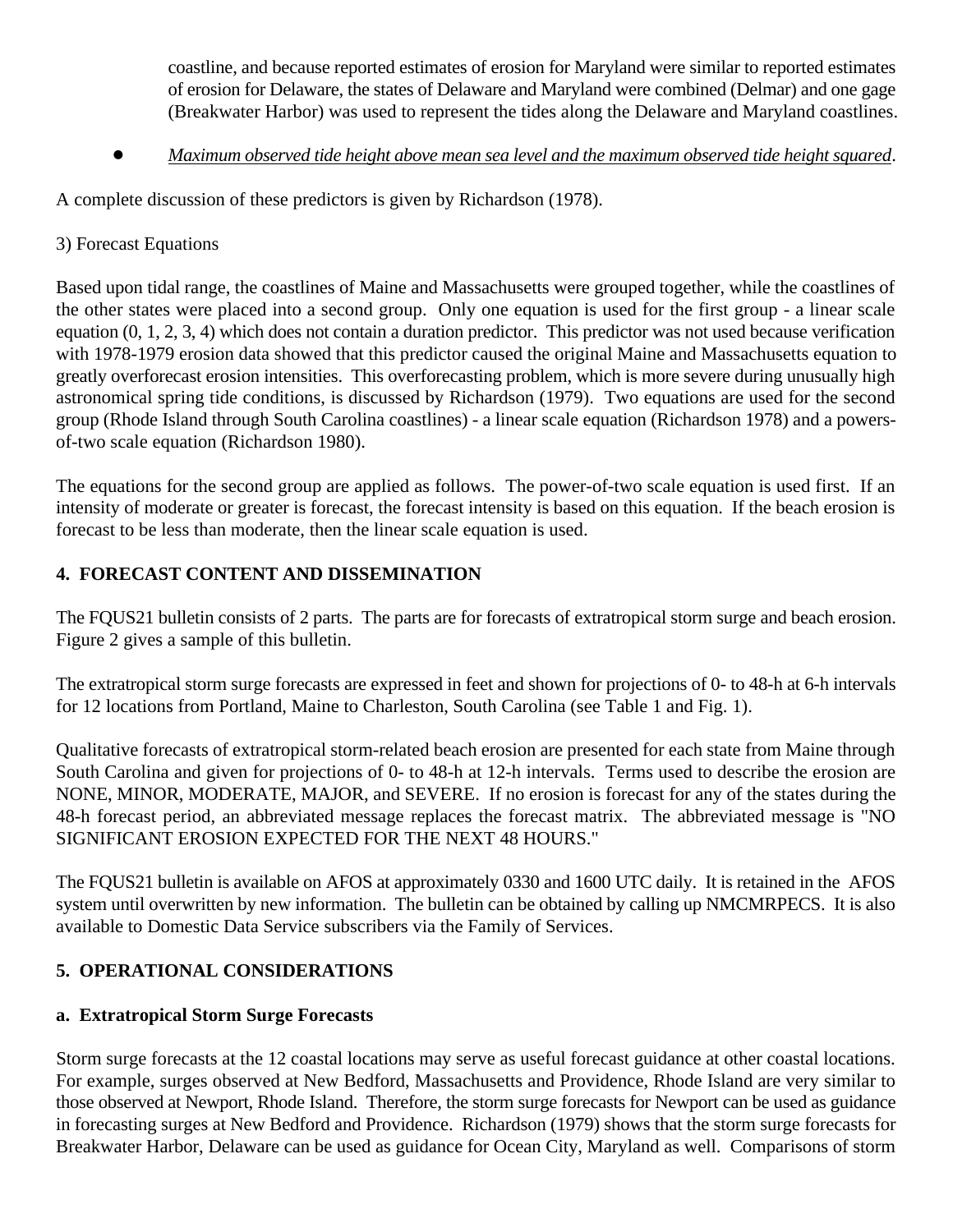coastline, and because reported estimates of erosion for Maryland were similar to reported estimates of erosion for Delaware, the states of Delaware and Maryland were combined (Delmar) and one gage (Breakwater Harbor) was used to represent the tides along the Delaware and Maryland coastlines.

- *Maximum observed tide height above mean sea level and the maximum observed tide height squared*.

A complete discussion of these predictors is given by Richardson (1978).

3) Forecast Equations

Based upon tidal range, the coastlines of Maine and Massachusetts were grouped together, while the coastlines of the other states were placed into a second group. Only one equation is used for the first group - a linear scale equation (0, 1, 2, 3, 4) which does not contain a duration predictor. This predictor was not used because verification with 1978-1979 erosion data showed that this predictor caused the original Maine and Massachusetts equation to greatly overforecast erosion intensities. This overforecasting problem, which is more severe during unusually high astronomical spring tide conditions, is discussed by Richardson (1979). Two equations are used for the second group (Rhode Island through South Carolina coastlines) - a linear scale equation (Richardson 1978) and a powers-of-two scale equation (Richardson 1980).

The equations for the second group are applied as follows. The power-of-two scale equation is used first. If an intensity of moderate or greater is forecast, the forecast intensity is based on this equation. If the beach erosion is forecast to be less than moderate, then the linear scale equation is used.

## 4. FORECAST CONTENT AND DISSEMINATION

The FQUS21 bulletin consists of 2 parts. The parts are for forecasts of extratropical storm surge and beach erosion. Figure 2 gives a sample of this bulletin.

The extratropical storm surge forecasts are expressed in feet and shown for projections of 0- to 48-h at 6-h intervals for 12 locations from Portland, Maine to Charleston, South Carolina (see Table 1 and Fig. 1).

Qualitative forecasts of extratropical storm-related beach erosion are presented for each state from Maine through South Carolina and given for projections of 0- to 48-h at 12-h intervals. Terms used to describe the erosion are NONE, MINOR, MODERATE, MAJOR, and SEVERE. If no erosion is forecast for any of the states during the 48-h forecast period, an abbreviated message replaces the forecast matrix. The abbreviated message is "NO SIGNIFICANT EROSION EXPECTED FOR THE NEXT 48 HOURS."

The FQUS21 bulletin is available on AFOS at approximately 0330 and 1600 UTC daily. It is retained in the AFOS system until overwritten by new information. The bulletin can be obtained by calling up NMCMRPECS. It is also available to Domestic Data Service subscribers via the Family of Services.

## 5. OPERATIONAL CONSIDERATIONS

### a. Extratropical Storm Surge Forecasts

Storm surge forecasts at the 12 coastal locations may serve as useful forecast guidance at other coastal locations. For example, surges observed at New Bedford, Massachusetts and Providence, Rhode Island are very similar to those observed at Newport, Rhode Island. Therefore, the storm surge forecasts for Newport can be used as guidance in forecasting surges at New Bedford and Providence. Richardson (1979) shows that the storm surge forecasts for Breakwater Harbor, Delaware can be used as guidance for Ocean City, Maryland as well. Comparisons of storm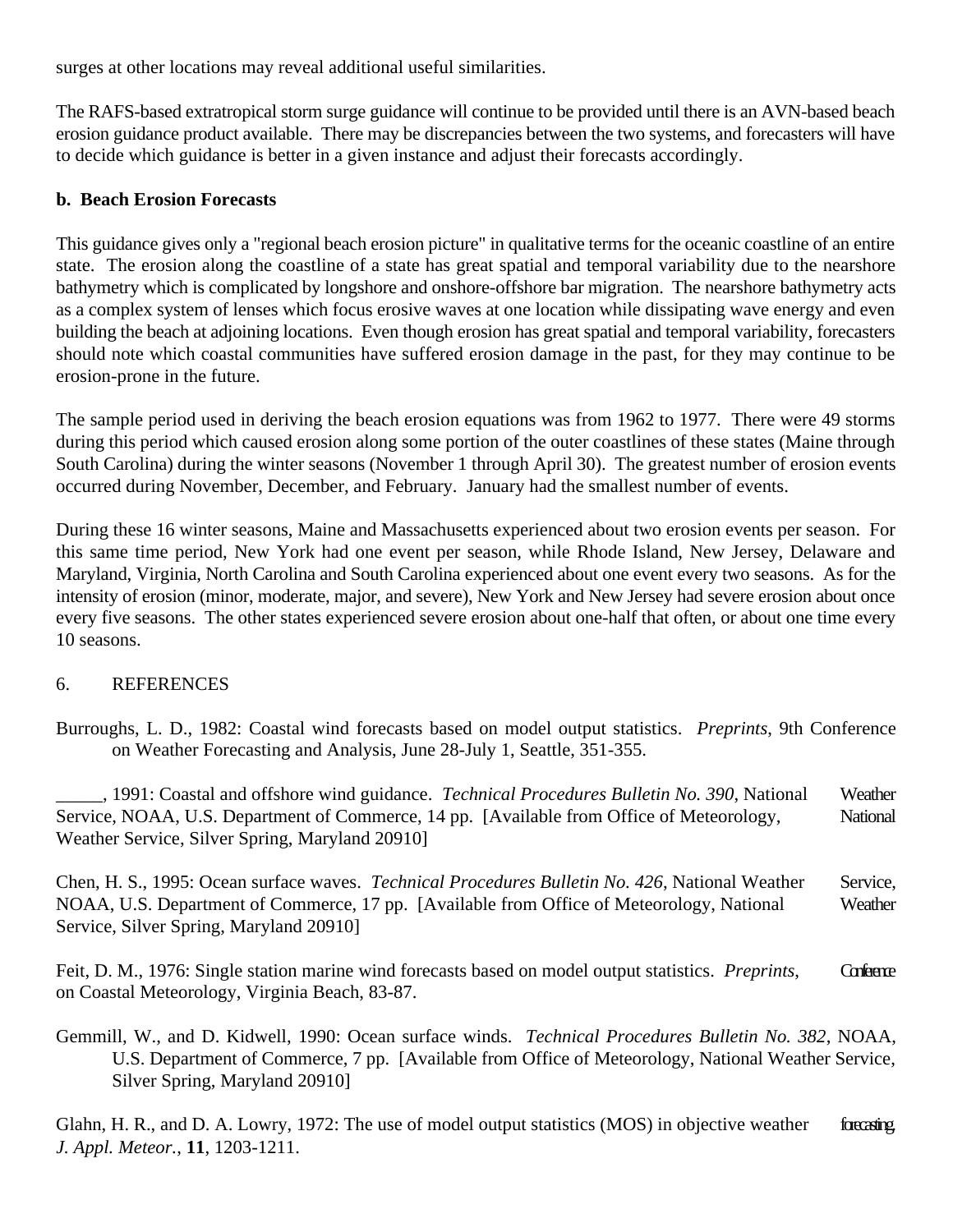surges at other locations may reveal additional useful similarities.

The RAFS-based extratropical storm surge guidance will continue to be provided until there is an AVN-based beach erosion guidance product available. There may be discrepancies between the two systems, and forecasters will have to decide which guidance is better in a given instance and adjust their forecasts accordingly.

**b. Beach Erosion Forecasts**

This guidance gives only a "regional beach erosion picture" in qualitative terms for the oceanic coastline of an entire state. The erosion along the coastline of a state has great spatial and temporal variability due to the nearshore bathymetry which is complicated by longshore and onshore-offshore bar migration. The nearshore bathymetry acts as a complex system of lenses which focus erosive waves at one location while dissipating wave energy and even building the beach at adjoining locations. Even though erosion has great spatial and temporal variability, forecasters should note which coastal communities have suffered erosion damage in the past, for they may continue to be erosion-prone in the future.

The sample period used in deriving the beach erosion equations was from 1962 to 1977. There were 49 storms during this period which caused erosion along some portion of the outer coastlines of these states (Maine through South Carolina) during the winter seasons (November 1 through April 30). The greatest number of erosion events occurred during November, December, and February. January had the smallest number of events.

During these 16 winter seasons, Maine and Massachusetts experienced about two erosion events per season. For this same time period, New York had one event per season, while Rhode Island, New Jersey, Delaware and Maryland, Virginia, North Carolina and South Carolina experienced about one event every two seasons. As for the intensity of erosion (minor, moderate, major, and severe), New York and New Jersey had severe erosion about once every five seasons. The other states experienced severe erosion about one-half that often, or about one time every 10 seasons.

## 6. REFERENCES

Burroughs, L. D., 1982: Coastal wind forecasts based on model output statistics. *Preprints*, 9th Conference on Weather Forecasting and Analysis, June 28-July 1, Seattle, 351-355.

_____, 1991: Coastal and offshore wind guidance. *Technical Procedures Bulletin No. 390*, National Weather Service, NOAA, U.S. Department of Commerce, 14 pp. [Available from Office of Meteorology, National Weather Service, Silver Spring, Maryland 20910]

Chen, H. S., 1995: Ocean surface waves. *Technical Procedures Bulletin No. 426*, National Weather Service, NOAA, U.S. Department of Commerce, 17 pp. [Available from Office of Meteorology, National Weather Service, Silver Spring, Maryland 20910]

Feit, D. M., 1976: Single station marine wind forecasts based on model output statistics. *Preprints*, Conference on Coastal Meteorology, Virginia Beach, 83-87.

Gemmill, W., and D. Kidwell, 1990: Ocean surface winds. *Technical Procedures Bulletin No. 382*, NOAA, U.S. Department of Commerce, 7 pp. [Available from Office of Meteorology, National Weather Service, Silver Spring, Maryland 20910]

Glahn, H. R., and D. A. Lowry, 1972: The use of model output statistics (MOS) in objective weather forecasting. *J. Appl. Meteor.*, **11**, 1203-1211.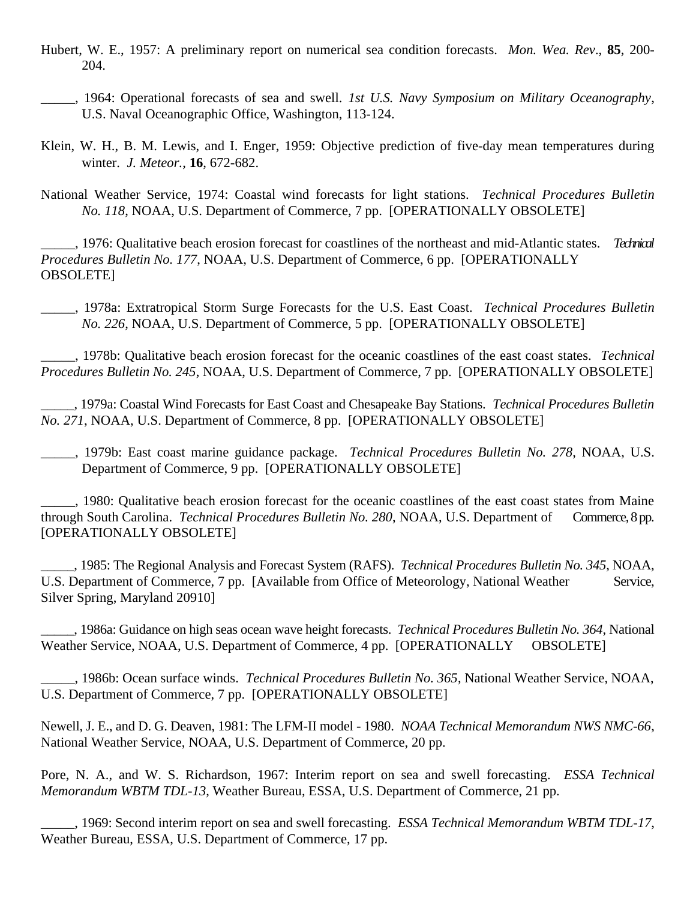Hubert, W. E., 1957: A preliminary report on numerical sea condition forecasts. *Mon. Wea. Rev*., **85**, 200-204.

_____, 1964: Operational forecasts of sea and swell. *1st U.S. Navy Symposium on Military Oceanography*, U.S. Naval Oceanographic Office, Washington, 113-124.

Klein, W. H., B. M. Lewis, and I. Enger, 1959: Objective prediction of five-day mean temperatures during winter. *J. Meteor.*, **16**, 672-682.

National Weather Service, 1974: Coastal wind forecasts for light stations. *Technical Procedures Bulletin No. 118*, NOAA, U.S. Department of Commerce, 7 pp. [OPERATIONALLY OBSOLETE]

_____, 1976: Qualitative beach erosion forecast for coastlines of the northeast and mid-Atlantic states. *Technical Procedures Bulletin No. 177*, NOAA, U.S. Department of Commerce, 6 pp. [OPERATIONALLY OBSOLETE]

_____, 1978a: Extratropical Storm Surge Forecasts for the U.S. East Coast. *Technical Procedures Bulletin No. 226*, NOAA, U.S. Department of Commerce, 5 pp. [OPERATIONALLY OBSOLETE]

_____, 1978b: Qualitative beach erosion forecast for the oceanic coastlines of the east coast states. *Technical Procedures Bulletin No. 245*, NOAA, U.S. Department of Commerce, 7 pp. [OPERATIONALLY OBSOLETE]

_____, 1979a: Coastal Wind Forecasts for East Coast and Chesapeake Bay Stations. *Technical Procedures Bulletin No. 271*, NOAA, U.S. Department of Commerce, 8 pp. [OPERATIONALLY OBSOLETE]

_____, 1979b: East coast marine guidance package. *Technical Procedures Bulletin No. 278*, NOAA, U.S. Department of Commerce, 9 pp. [OPERATIONALLY OBSOLETE]

_____, 1980: Qualitative beach erosion forecast for the oceanic coastlines of the east coast states from Maine through South Carolina. *Technical Procedures Bulletin No. 280*, NOAA, U.S. Department of Commerce, 8 pp. [OPERATIONALLY OBSOLETE]

_____, 1985: The Regional Analysis and Forecast System (RAFS). *Technical Procedures Bulletin No. 345*, NOAA, U.S. Department of Commerce, 7 pp. [Available from Office of Meteorology, National Weather Service, Silver Spring, Maryland 20910]

_____, 1986a: Guidance on high seas ocean wave height forecasts. *Technical Procedures Bulletin No. 364*, National Weather Service, NOAA, U.S. Department of Commerce, 4 pp. [OPERATIONALLY OBSOLETE]

_____, 1986b: Ocean surface winds. *Technical Procedures Bulletin No. 365*, National Weather Service, NOAA, U.S. Department of Commerce, 7 pp. [OPERATIONALLY OBSOLETE]

Newell, J. E., and D. G. Deaven, 1981: The LFM-II model - 1980. *NOAA Technical Memorandum NWS NMC-66*, National Weather Service, NOAA, U.S. Department of Commerce, 20 pp.

Pore, N. A., and W. S. Richardson, 1967: Interim report on sea and swell forecasting. *ESSA Technical Memorandum WBTM TDL-13*, Weather Bureau, ESSA, U.S. Department of Commerce, 21 pp.

_____, 1969: Second interim report on sea and swell forecasting. *ESSA Technical Memorandum WBTM TDL-17*, Weather Bureau, ESSA, U.S. Department of Commerce, 17 pp.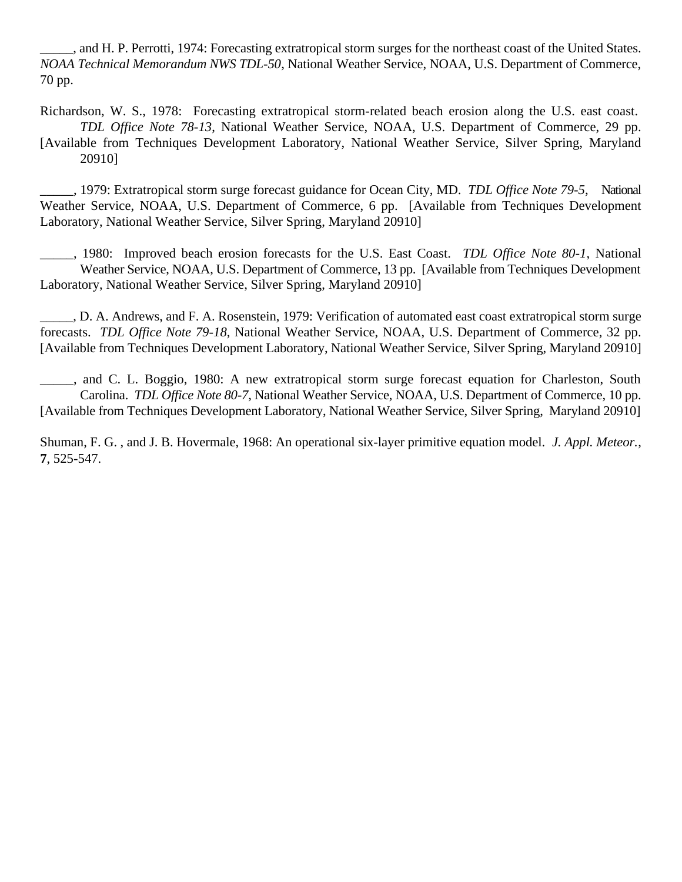_____, and H. P. Perrotti, 1974: Forecasting extratropical storm surges for the northeast coast of the United States. *NOAA Technical Memorandum NWS TDL-50*, National Weather Service, NOAA, U.S. Department of Commerce, 70 pp.

Richardson, W. S., 1978: Forecasting extratropical storm-related beach erosion along the U.S. east coast. *TDL Office Note 78-13*, National Weather Service, NOAA, U.S. Department of Commerce, 29 pp. [Available from Techniques Development Laboratory, National Weather Service, Silver Spring, Maryland 20910]

_____, 1979: Extratropical storm surge forecast guidance for Ocean City, MD. *TDL Office Note 79-5*, National Weather Service, NOAA, U.S. Department of Commerce, 6 pp. [Available from Techniques Development Laboratory, National Weather Service, Silver Spring, Maryland 20910]

_____, 1980: Improved beach erosion forecasts for the U.S. East Coast. *TDL Office Note 80-1*, National Weather Service, NOAA, U.S. Department of Commerce, 13 pp. [Available from Techniques Development Laboratory, National Weather Service, Silver Spring, Maryland 20910]

_____, D. A. Andrews, and F. A. Rosenstein, 1979: Verification of automated east coast extratropical storm surge forecasts. *TDL Office Note 79-18*, National Weather Service, NOAA, U.S. Department of Commerce, 32 pp. [Available from Techniques Development Laboratory, National Weather Service, Silver Spring, Maryland 20910]

_____, and C. L. Boggio, 1980: A new extratropical storm surge forecast equation for Charleston, South Carolina. *TDL Office Note 80-7*, National Weather Service, NOAA, U.S. Department of Commerce, 10 pp. [Available from Techniques Development Laboratory, National Weather Service, Silver Spring, Maryland 20910]

Shuman, F. G. , and J. B. Hovermale, 1968: An operational six-layer primitive equation model. *J. Appl. Meteor.*, **7**, 525-547.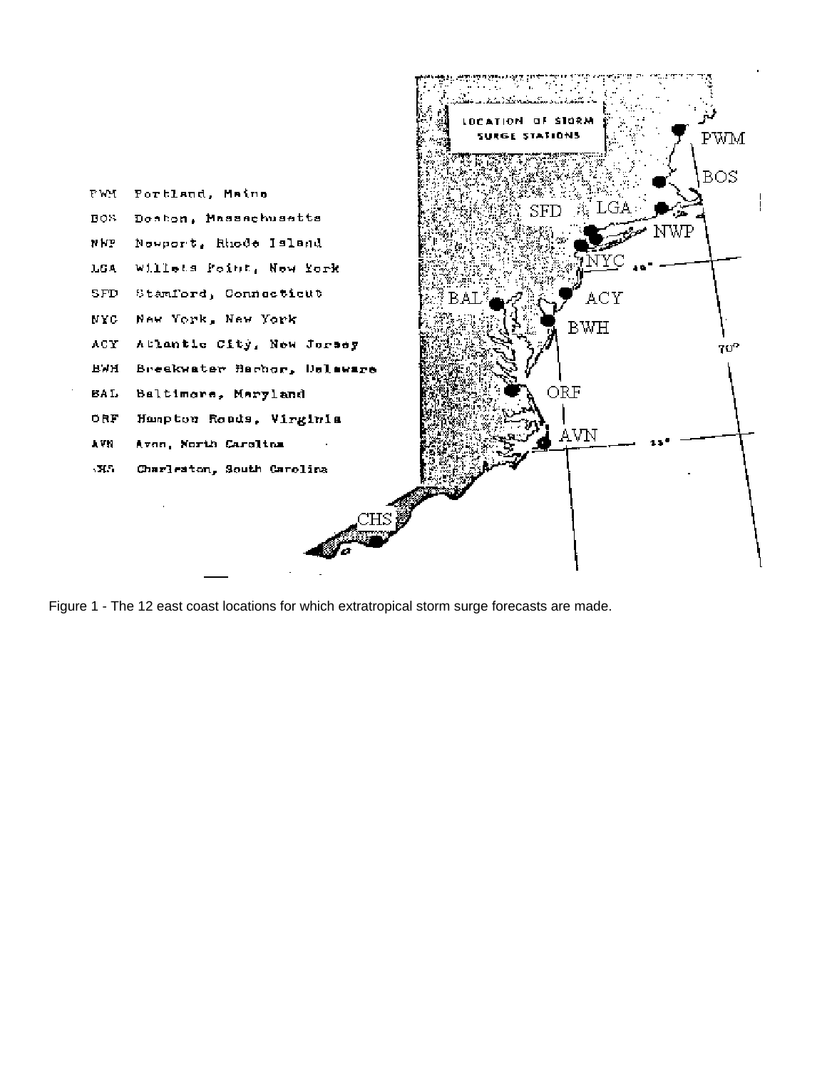PWM Portland, Maine
BOS Boston, Massachusetts
NWP Newport, Rhode Island
LGA Willets Point, New York
SFD Stamford, Connecticut
NYC New York, New York
ACY Atlantic City, New Jersey
BWH Breakwater Harbor, Delaware
BAL Baltimore, Maryland
ORF Hampton Roads, Virginia
AVN Avon, North Carolina
CHS Charleston, South Carolina

Figure 1 - The 12 east coast locations for which extratropical storm surge forecasts are made.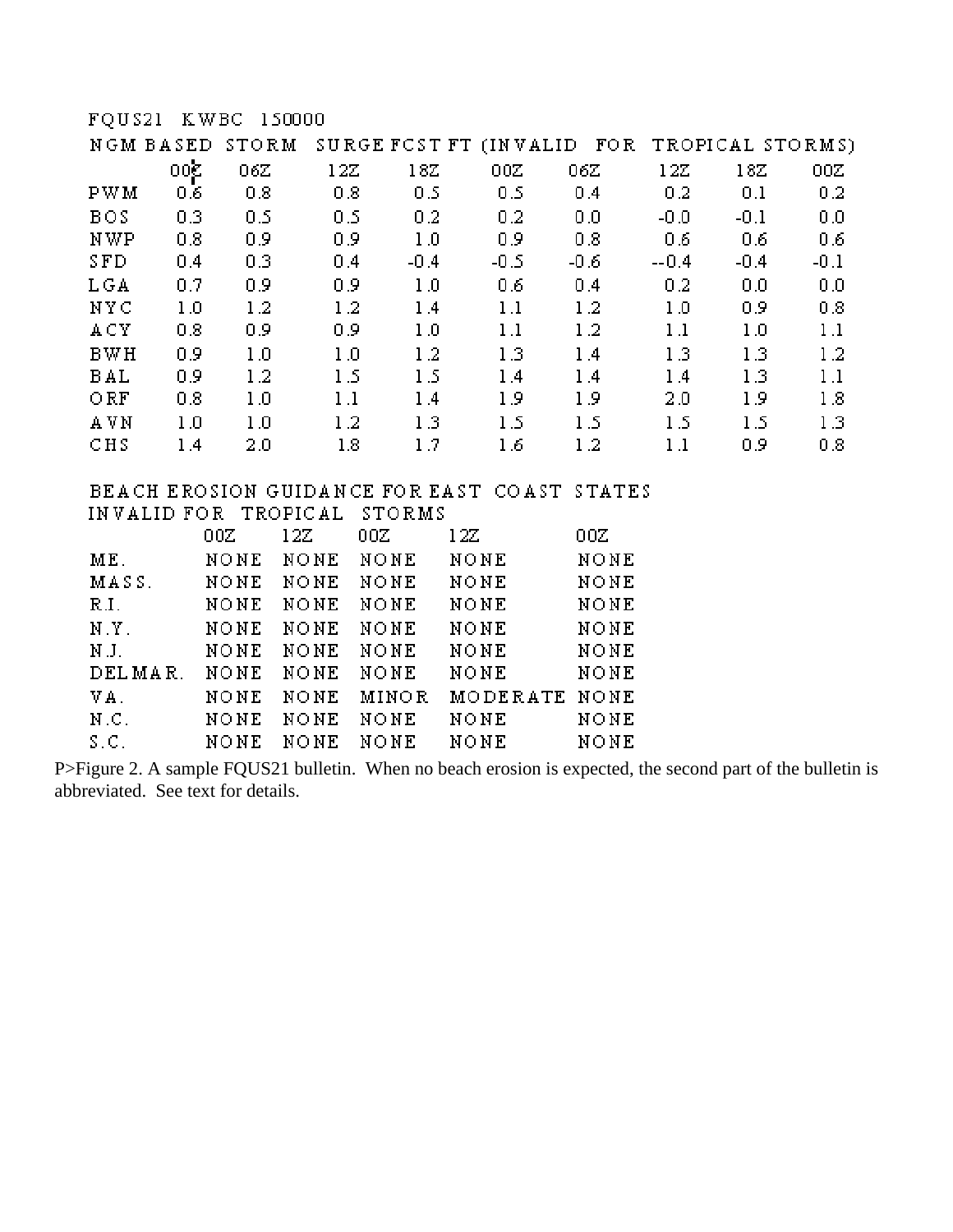FQUS21 KWBC 150000

NGM BASED STORM SURGE FCST FT (INVALID FOR TROPICAL STORMS)

| | 00Z | 06Z | 12Z | 18Z | 00Z | 06Z | 12Z | 18Z | 00Z |
|---|---|---|---|---|---|---|---|---|---|
| PWM | 0.6 | 0.8 | 0.8 | 0.5 | 0.5 | 0.4 | 0.2 | 0.1 | 0.2 |
| BOS | 0.3 | 0.5 | 0.5 | 0.2 | 0.2 | 0.0 | -0.0 | -0.1 | 0.0 |
| NWP | 0.8 | 0.9 | 0.9 | 1.0 | 0.9 | 0.8 | 0.6 | 0.6 | 0.6 |
| SFD | 0.4 | 0.3 | 0.4 | -0.4 | -0.5 | -0.6 | --0.4 | -0.4 | -0.1 |
| LGA | 0.7 | 0.9 | 0.9 | 1.0 | 0.6 | 0.4 | 0.2 | 0.0 | 0.0 |
| NYC | 1.0 | 1.2 | 1.2 | 1.4 | 1.1 | 1.2 | 1.0 | 0.9 | 0.8 |
| ACY | 0.8 | 0.9 | 0.9 | 1.0 | 1.1 | 1.2 | 1.1 | 1.0 | 1.1 |
| BWH | 0.9 | 1.0 | 1.0 | 1.2 | 1.3 | 1.4 | 1.3 | 1.3 | 1.2 |
| BAL | 0.9 | 1.2 | 1.5 | 1.5 | 1.4 | 1.4 | 1.4 | 1.3 | 1.1 |
| ORF | 0.8 | 1.0 | 1.1 | 1.4 | 1.9 | 1.9 | 2.0 | 1.9 | 1.8 |
| AVN | 1.0 | 1.0 | 1.2 | 1.3 | 1.5 | 1.5 | 1.5 | 1.5 | 1.3 |
| CHS | 1.4 | 2.0 | 1.8 | 1.7 | 1.6 | 1.2 | 1.1 | 0.9 | 0.8 |

BEACH EROSION GUIDANCE FOR EAST COAST STATES
INVALID FOR TROPICAL STORMS

| | 00Z | 12Z | 00Z | 12Z | 00Z |
|---|---|---|---|---|---|
| ME. | NONE | NONE | NONE | NONE | NONE |
| MASS. | NONE | NONE | NONE | NONE | NONE |
| R.I. | NONE | NONE | NONE | NONE | NONE |
| N.Y. | NONE | NONE | NONE | NONE | NONE |
| N.J. | NONE | NONE | NONE | NONE | NONE |
| DELMAR. | NONE | NONE | NONE | NONE | NONE |
| VA. | NONE | NONE | MINOR | MODERATE | NONE |
| N.C. | NONE | NONE | NONE | NONE | NONE |
| S.C. | NONE | NONE | NONE | NONE | NONE |

P>Figure 2. A sample FQUS21 bulletin. When no beach erosion is expected, the second part of the bulletin is abbreviated. See text for details.